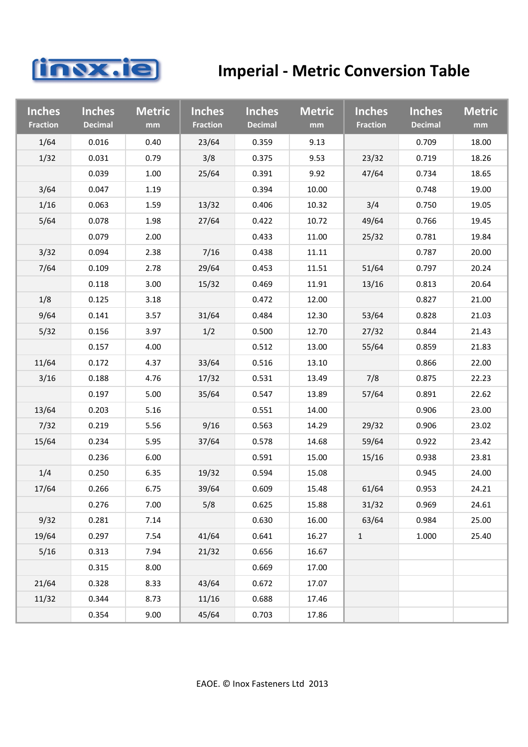# Imperial - Metric Conversion Table

| Inches Fraction | Inches Decimal | Metric mm | Inches Fraction | Inches Decimal | Metric mm | Inches Fraction | Inches Decimal | Metric mm |
|---|---|---|---|---|---|---|---|---|
| 1/64 | 0.016 | 0.40 | 23/64 | 0.359 | 9.13 | | 0.709 | 18.00 |
| 1/32 | 0.031 | 0.79 | 3/8 | 0.375 | 9.53 | 23/32 | 0.719 | 18.26 |
| | 0.039 | 1.00 | 25/64 | 0.391 | 9.92 | 47/64 | 0.734 | 18.65 |
| 3/64 | 0.047 | 1.19 | | 0.394 | 10.00 | | 0.748 | 19.00 |
| 1/16 | 0.063 | 1.59 | 13/32 | 0.406 | 10.32 | 3/4 | 0.750 | 19.05 |
| 5/64 | 0.078 | 1.98 | 27/64 | 0.422 | 10.72 | 49/64 | 0.766 | 19.45 |
| | 0.079 | 2.00 | | 0.433 | 11.00 | 25/32 | 0.781 | 19.84 |
| 3/32 | 0.094 | 2.38 | 7/16 | 0.438 | 11.11 | | 0.787 | 20.00 |
| 7/64 | 0.109 | 2.78 | 29/64 | 0.453 | 11.51 | 51/64 | 0.797 | 20.24 |
| | 0.118 | 3.00 | 15/32 | 0.469 | 11.91 | 13/16 | 0.813 | 20.64 |
| 1/8 | 0.125 | 3.18 | | 0.472 | 12.00 | | 0.827 | 21.00 |
| 9/64 | 0.141 | 3.57 | 31/64 | 0.484 | 12.30 | 53/64 | 0.828 | 21.03 |
| 5/32 | 0.156 | 3.97 | 1/2 | 0.500 | 12.70 | 27/32 | 0.844 | 21.43 |
| | 0.157 | 4.00 | | 0.512 | 13.00 | 55/64 | 0.859 | 21.83 |
| 11/64 | 0.172 | 4.37 | 33/64 | 0.516 | 13.10 | | 0.866 | 22.00 |
| 3/16 | 0.188 | 4.76 | 17/32 | 0.531 | 13.49 | 7/8 | 0.875 | 22.23 |
| | 0.197 | 5.00 | 35/64 | 0.547 | 13.89 | 57/64 | 0.891 | 22.62 |
| 13/64 | 0.203 | 5.16 | | 0.551 | 14.00 | | 0.906 | 23.00 |
| 7/32 | 0.219 | 5.56 | 9/16 | 0.563 | 14.29 | 29/32 | 0.906 | 23.02 |
| 15/64 | 0.234 | 5.95 | 37/64 | 0.578 | 14.68 | 59/64 | 0.922 | 23.42 |
| | 0.236 | 6.00 | | 0.591 | 15.00 | 15/16 | 0.938 | 23.81 |
| 1/4 | 0.250 | 6.35 | 19/32 | 0.594 | 15.08 | | 0.945 | 24.00 |
| 17/64 | 0.266 | 6.75 | 39/64 | 0.609 | 15.48 | 61/64 | 0.953 | 24.21 |
| | 0.276 | 7.00 | 5/8 | 0.625 | 15.88 | 31/32 | 0.969 | 24.61 |
| 9/32 | 0.281 | 7.14 | | 0.630 | 16.00 | 63/64 | 0.984 | 25.00 |
| 19/64 | 0.297 | 7.54 | 41/64 | 0.641 | 16.27 | 1 | 1.000 | 25.40 |
| 5/16 | 0.313 | 7.94 | 21/32 | 0.656 | 16.67 | | | |
| | 0.315 | 8.00 | | 0.669 | 17.00 | | | |
| 21/64 | 0.328 | 8.33 | 43/64 | 0.672 | 17.07 | | | |
| 11/32 | 0.344 | 8.73 | 11/16 | 0.688 | 17.46 | | | |
| | 0.354 | 9.00 | 45/64 | 0.703 | 17.86 | | | |

EAOE. © Inox Fasteners Ltd 2013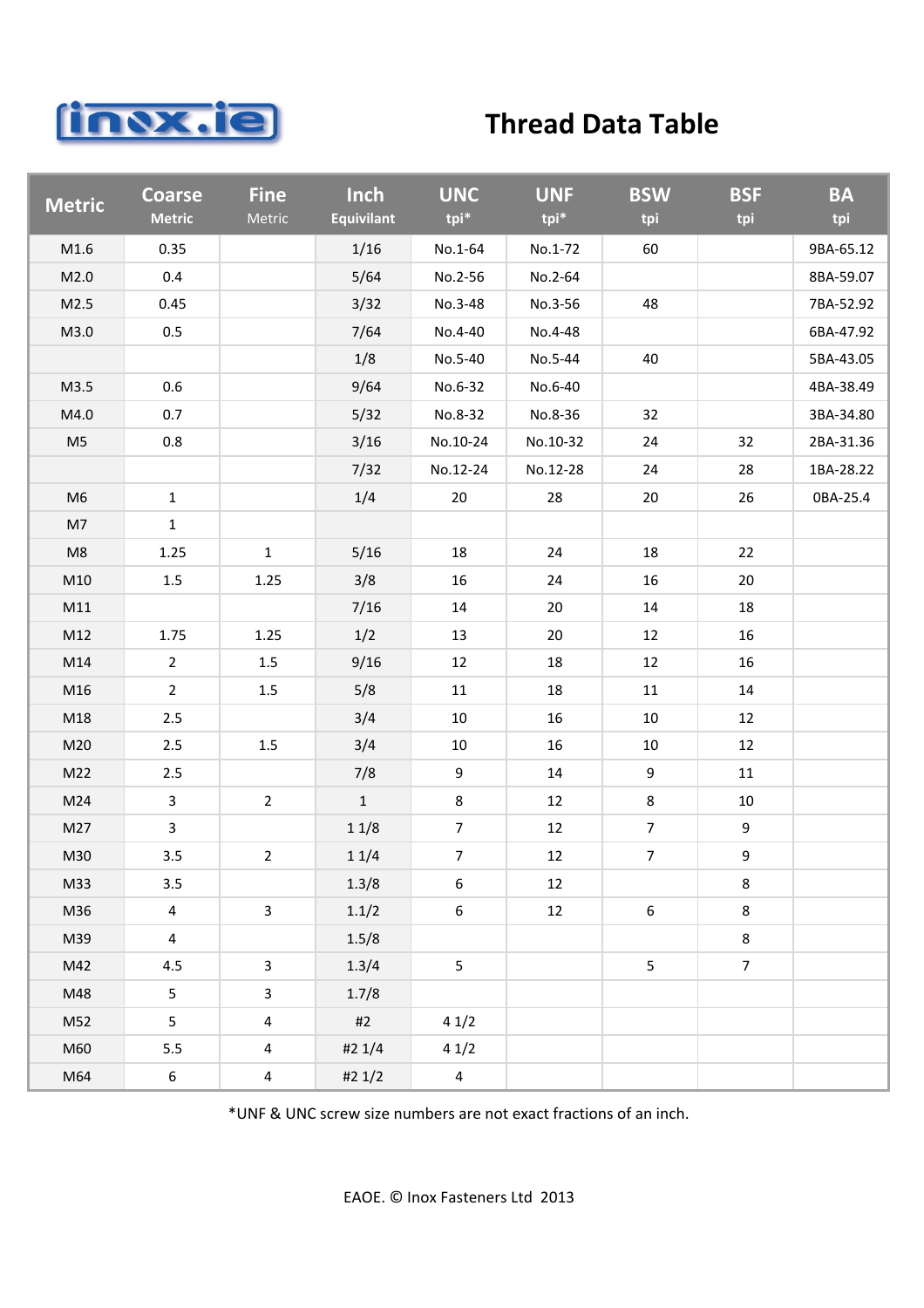# Thread Data Table

| Metric | Coarse Metric | Fine Metric | Inch Equivilant | UNC tpi* | UNF tpi* | BSW tpi | BSF tpi | BA tpi |
|---|---|---|---|---|---|---|---|---|
| M1.6 | 0.35 | | 1/16 | No.1-64 | No.1-72 | 60 | | 9BA-65.12 |
| M2.0 | 0.4 | | 5/64 | No.2-56 | No.2-64 | | | 8BA-59.07 |
| M2.5 | 0.45 | | 3/32 | No.3-48 | No.3-56 | 48 | | 7BA-52.92 |
| M3.0 | 0.5 | | 7/64 | No.4-40 | No.4-48 | | | 6BA-47.92 |
| | | | 1/8 | No.5-40 | No.5-44 | 40 | | 5BA-43.05 |
| M3.5 | 0.6 | | 9/64 | No.6-32 | No.6-40 | | | 4BA-38.49 |
| M4.0 | 0.7 | | 5/32 | No.8-32 | No.8-36 | 32 | | 3BA-34.80 |
| M5 | 0.8 | | 3/16 | No.10-24 | No.10-32 | 24 | 32 | 2BA-31.36 |
| | | | 7/32 | No.12-24 | No.12-28 | 24 | 28 | 1BA-28.22 |
| M6 | 1 | | 1/4 | 20 | 28 | 20 | 26 | 0BA-25.4 |
| M7 | 1 | | | | | | | |
| M8 | 1.25 | 1 | 5/16 | 18 | 24 | 18 | 22 | |
| M10 | 1.5 | 1.25 | 3/8 | 16 | 24 | 16 | 20 | |
| M11 | | | 7/16 | 14 | 20 | 14 | 18 | |
| M12 | 1.75 | 1.25 | 1/2 | 13 | 20 | 12 | 16 | |
| M14 | 2 | 1.5 | 9/16 | 12 | 18 | 12 | 16 | |
| M16 | 2 | 1.5 | 5/8 | 11 | 18 | 11 | 14 | |
| M18 | 2.5 | | 3/4 | 10 | 16 | 10 | 12 | |
| M20 | 2.5 | 1.5 | 3/4 | 10 | 16 | 10 | 12 | |
| M22 | 2.5 | | 7/8 | 9 | 14 | 9 | 11 | |
| M24 | 3 | 2 | 1 | 8 | 12 | 8 | 10 | |
| M27 | 3 | | 1 1/8 | 7 | 12 | 7 | 9 | |
| M30 | 3.5 | 2 | 1 1/4 | 7 | 12 | 7 | 9 | |
| M33 | 3.5 | | 1.3/8 | 6 | 12 | | 8 | |
| M36 | 4 | 3 | 1.1/2 | 6 | 12 | 6 | 8 | |
| M39 | 4 | | 1.5/8 | | | | 8 | |
| M42 | 4.5 | 3 | 1.3/4 | 5 | | 5 | 7 | |
| M48 | 5 | 3 | 1.7/8 | | | | | |
| M52 | 5 | 4 | #2 | 4 1/2 | | | | |
| M60 | 5.5 | 4 | #2 1/4 | 4 1/2 | | | | |
| M64 | 6 | 4 | #2 1/2 | 4 | | | | |

*UNF & UNC screw size numbers are not exact fractions of an inch.

EAOE. © Inox Fasteners Ltd 2013